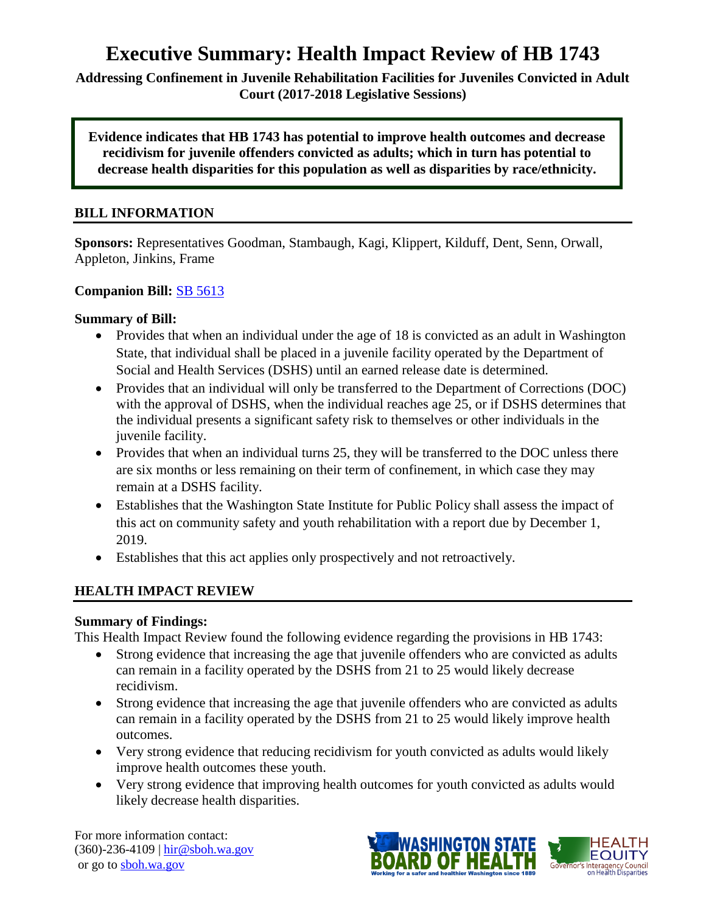# Executive Summary: Health Impact Review of HB 1743

**Addressing Confinement in Juvenile Rehabilitation Facilities for Juveniles Convicted in Adult Court (2017-2018 Legislative Sessions)**

**Evidence indicates that HB 1743 has potential to improve health outcomes and decrease recidivism for juvenile offenders convicted as adults; which in turn has potential to decrease health disparities for this population as well as disparities by race/ethnicity.**

## BILL INFORMATION

**Sponsors:** Representatives Goodman, Stambaugh, Kagi, Klippert, Kilduff, Dent, Senn, Orwall, Appleton, Jinkins, Frame

**Companion Bill:** SB 5613

**Summary of Bill:**

- Provides that when an individual under the age of 18 is convicted as an adult in Washington State, that individual shall be placed in a juvenile facility operated by the Department of Social and Health Services (DSHS) until an earned release date is determined.
- Provides that an individual will only be transferred to the Department of Corrections (DOC) with the approval of DSHS, when the individual reaches age 25, or if DSHS determines that the individual presents a significant safety risk to themselves or other individuals in the juvenile facility.
- Provides that when an individual turns 25, they will be transferred to the DOC unless there are six months or less remaining on their term of confinement, in which case they may remain at a DSHS facility.
- Establishes that the Washington State Institute for Public Policy shall assess the impact of this act on community safety and youth rehabilitation with a report due by December 1, 2019.
- Establishes that this act applies only prospectively and not retroactively.

## HEALTH IMPACT REVIEW

**Summary of Findings:**

This Health Impact Review found the following evidence regarding the provisions in HB 1743:

- Strong evidence that increasing the age that juvenile offenders who are convicted as adults can remain in a facility operated by the DSHS from 21 to 25 would likely decrease recidivism.
- Strong evidence that increasing the age that juvenile offenders who are convicted as adults can remain in a facility operated by the DSHS from 21 to 25 would likely improve health outcomes.
- Very strong evidence that reducing recidivism for youth convicted as adults would likely improve health outcomes these youth.
- Very strong evidence that improving health outcomes for youth convicted as adults would likely decrease health disparities.

For more information contact:
(360)-236-4109 | hir@sboh.wa.gov
or go to sboh.wa.gov

WASHINGTON STATE BOARD OF HEALTH — Working for a safer and healthier Washington since 1889

HEALTH EQUITY — Governor's Interagency Council on Health Disparities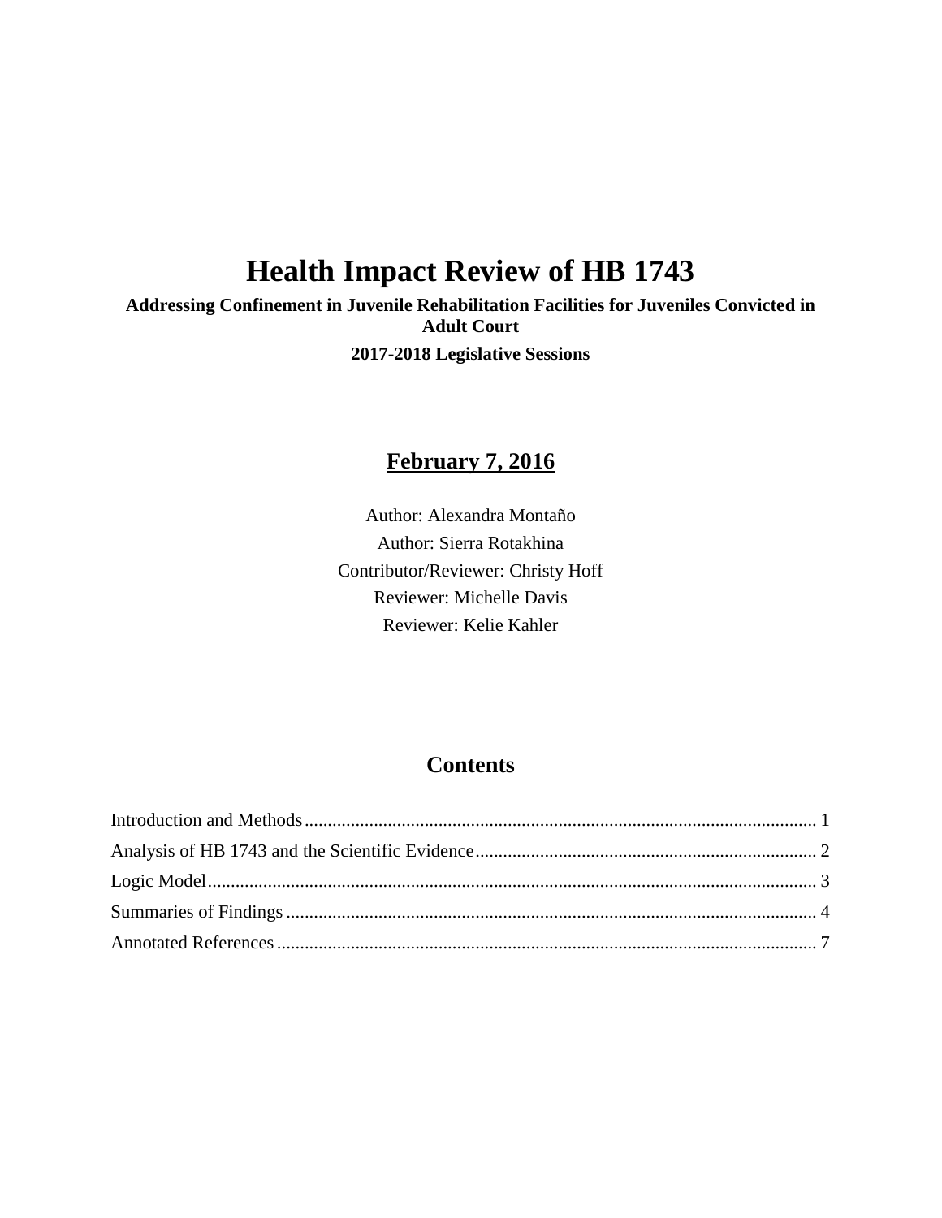# Health Impact Review of HB 1743

**Addressing Confinement in Juvenile Rehabilitation Facilities for Juveniles Convicted in Adult Court**

**2017-2018 Legislative Sessions**

## February 7, 2016

Author: Alexandra Montaño

Author: Sierra Rotakhina

Contributor/Reviewer: Christy Hoff

Reviewer: Michelle Davis

Reviewer: Kelie Kahler

## Contents

Introduction and Methods .......... 1

Analysis of HB 1743 and the Scientific Evidence .......... 2

Logic Model .......... 3

Summaries of Findings .......... 4

Annotated References .......... 7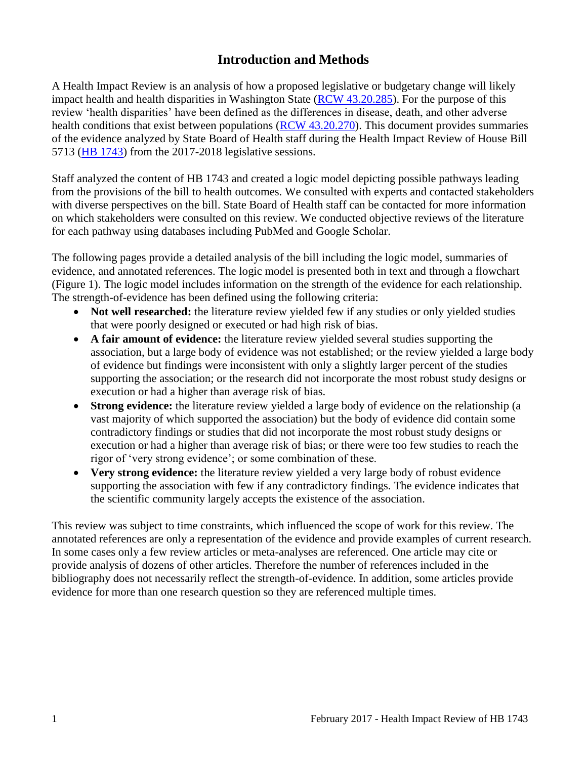## Introduction and Methods

A Health Impact Review is an analysis of how a proposed legislative or budgetary change will likely impact health and health disparities in Washington State (RCW 43.20.285). For the purpose of this review 'health disparities' have been defined as the differences in disease, death, and other adverse health conditions that exist between populations (RCW 43.20.270). This document provides summaries of the evidence analyzed by State Board of Health staff during the Health Impact Review of House Bill 5713 (HB 1743) from the 2017-2018 legislative sessions.

Staff analyzed the content of HB 1743 and created a logic model depicting possible pathways leading from the provisions of the bill to health outcomes. We consulted with experts and contacted stakeholders with diverse perspectives on the bill. State Board of Health staff can be contacted for more information on which stakeholders were consulted on this review. We conducted objective reviews of the literature for each pathway using databases including PubMed and Google Scholar.

The following pages provide a detailed analysis of the bill including the logic model, summaries of evidence, and annotated references. The logic model is presented both in text and through a flowchart (Figure 1). The logic model includes information on the strength of the evidence for each relationship. The strength-of-evidence has been defined using the following criteria:

- **Not well researched:** the literature review yielded few if any studies or only yielded studies that were poorly designed or executed or had high risk of bias.
- **A fair amount of evidence:** the literature review yielded several studies supporting the association, but a large body of evidence was not established; or the review yielded a large body of evidence but findings were inconsistent with only a slightly larger percent of the studies supporting the association; or the research did not incorporate the most robust study designs or execution or had a higher than average risk of bias.
- **Strong evidence:** the literature review yielded a large body of evidence on the relationship (a vast majority of which supported the association) but the body of evidence did contain some contradictory findings or studies that did not incorporate the most robust study designs or execution or had a higher than average risk of bias; or there were too few studies to reach the rigor of 'very strong evidence'; or some combination of these.
- **Very strong evidence:** the literature review yielded a very large body of robust evidence supporting the association with few if any contradictory findings. The evidence indicates that the scientific community largely accepts the existence of the association.

This review was subject to time constraints, which influenced the scope of work for this review. The annotated references are only a representation of the evidence and provide examples of current research. In some cases only a few review articles or meta-analyses are referenced. One article may cite or provide analysis of dozens of other articles. Therefore the number of references included in the bibliography does not necessarily reflect the strength-of-evidence. In addition, some articles provide evidence for more than one research question so they are referenced multiple times.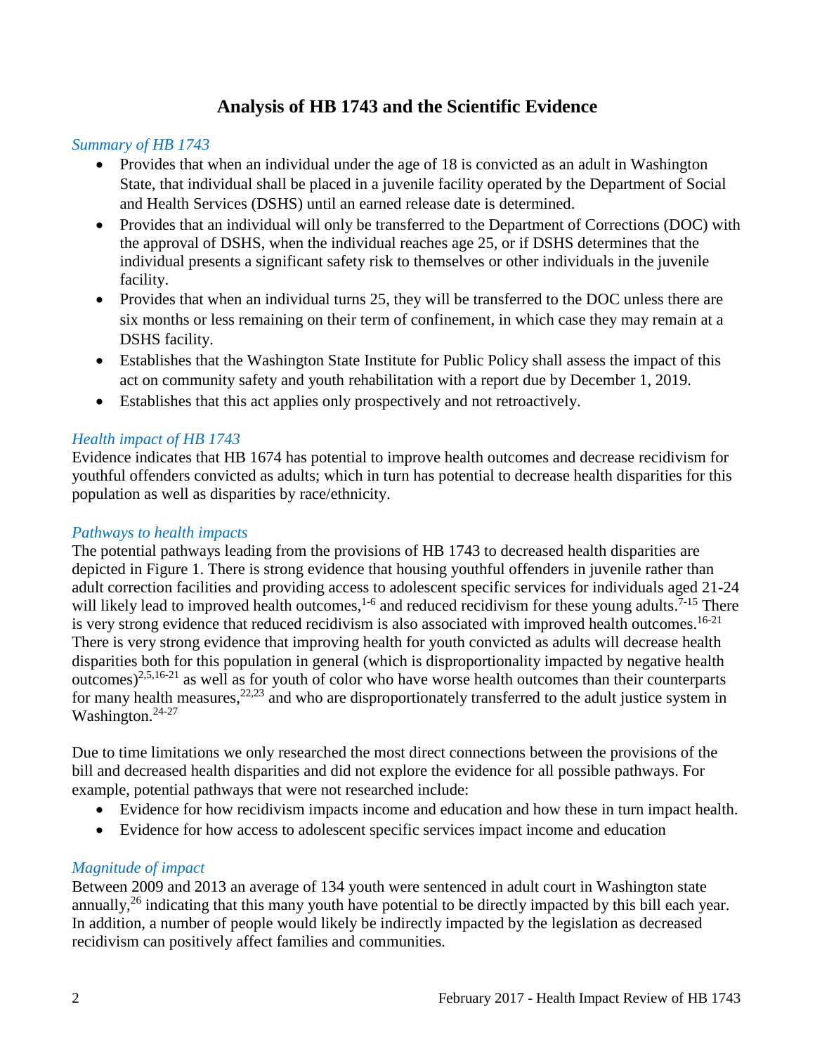## Analysis of HB 1743 and the Scientific Evidence

*Summary of HB 1743*

- Provides that when an individual under the age of 18 is convicted as an adult in Washington State, that individual shall be placed in a juvenile facility operated by the Department of Social and Health Services (DSHS) until an earned release date is determined.
- Provides that an individual will only be transferred to the Department of Corrections (DOC) with the approval of DSHS, when the individual reaches age 25, or if DSHS determines that the individual presents a significant safety risk to themselves or other individuals in the juvenile facility.
- Provides that when an individual turns 25, they will be transferred to the DOC unless there are six months or less remaining on their term of confinement, in which case they may remain at a DSHS facility.
- Establishes that the Washington State Institute for Public Policy shall assess the impact of this act on community safety and youth rehabilitation with a report due by December 1, 2019.
- Establishes that this act applies only prospectively and not retroactively.

*Health impact of HB 1743*

Evidence indicates that HB 1674 has potential to improve health outcomes and decrease recidivism for youthful offenders convicted as adults; which in turn has potential to decrease health disparities for this population as well as disparities by race/ethnicity.

*Pathways to health impacts*

The potential pathways leading from the provisions of HB 1743 to decreased health disparities are depicted in Figure 1. There is strong evidence that housing youthful offenders in juvenile rather than adult correction facilities and providing access to adolescent specific services for individuals aged 21-24 will likely lead to improved health outcomes,[1-6] and reduced recidivism for these young adults.[7-15] There is very strong evidence that reduced recidivism is also associated with improved health outcomes.[16-21] There is very strong evidence that improving health for youth convicted as adults will decrease health disparities both for this population in general (which is disproportionality impacted by negative health outcomes)[2,5,16-21] as well as for youth of color who have worse health outcomes than their counterparts for many health measures,[22,23] and who are disproportionately transferred to the adult justice system in Washington.[24-27]

Due to time limitations we only researched the most direct connections between the provisions of the bill and decreased health disparities and did not explore the evidence for all possible pathways. For example, potential pathways that were not researched include:

- Evidence for how recidivism impacts income and education and how these in turn impact health.
- Evidence for how access to adolescent specific services impact income and education

*Magnitude of impact*

Between 2009 and 2013 an average of 134 youth were sentenced in adult court in Washington state annually,[26] indicating that this many youth have potential to be directly impacted by this bill each year. In addition, a number of people would likely be indirectly impacted by the legislation as decreased recidivism can positively affect families and communities.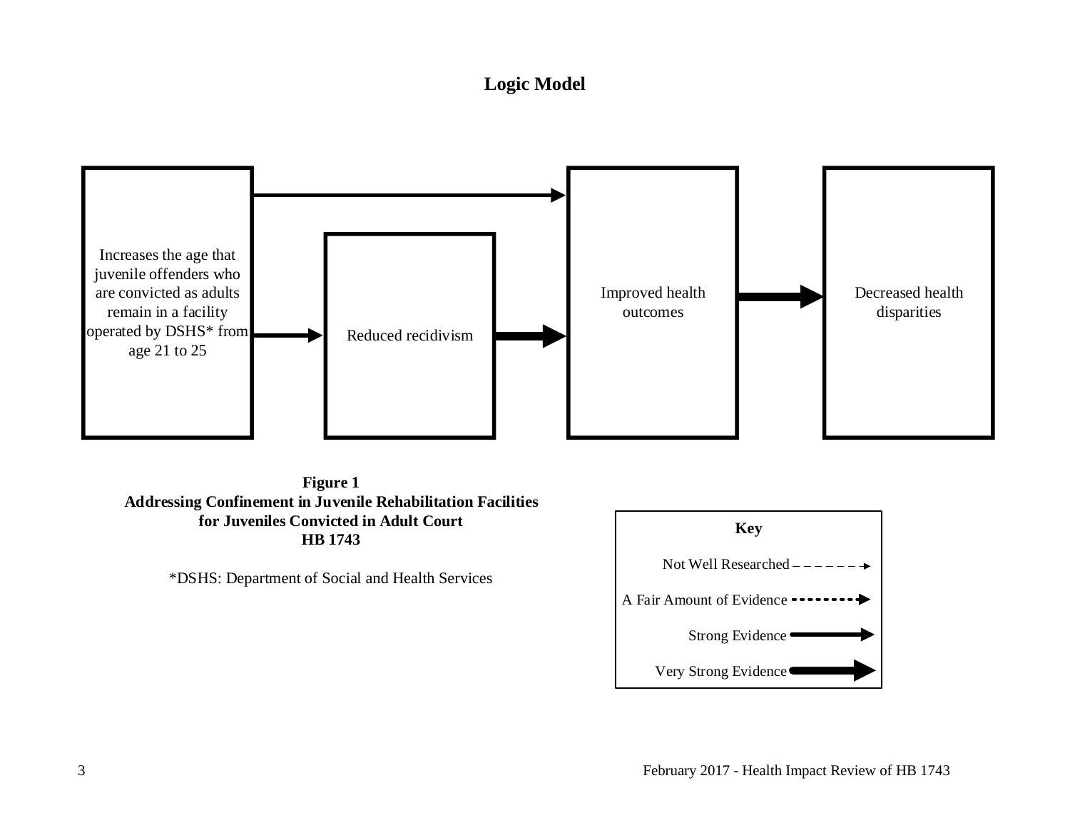## Logic Model

Increases the age that juvenile offenders who are convicted as adults remain in a facility operated by DSHS* from age 21 to 25

Reduced recidivism

Improved health outcomes

Decreased health disparities

**Figure 1**
**Addressing Confinement in Juvenile Rehabilitation Facilities for Juveniles Convicted in Adult Court**
**HB 1743**

*DSHS: Department of Social and Health Services

**Key**

Not Well Researched

A Fair Amount of Evidence

Strong Evidence

Very Strong Evidence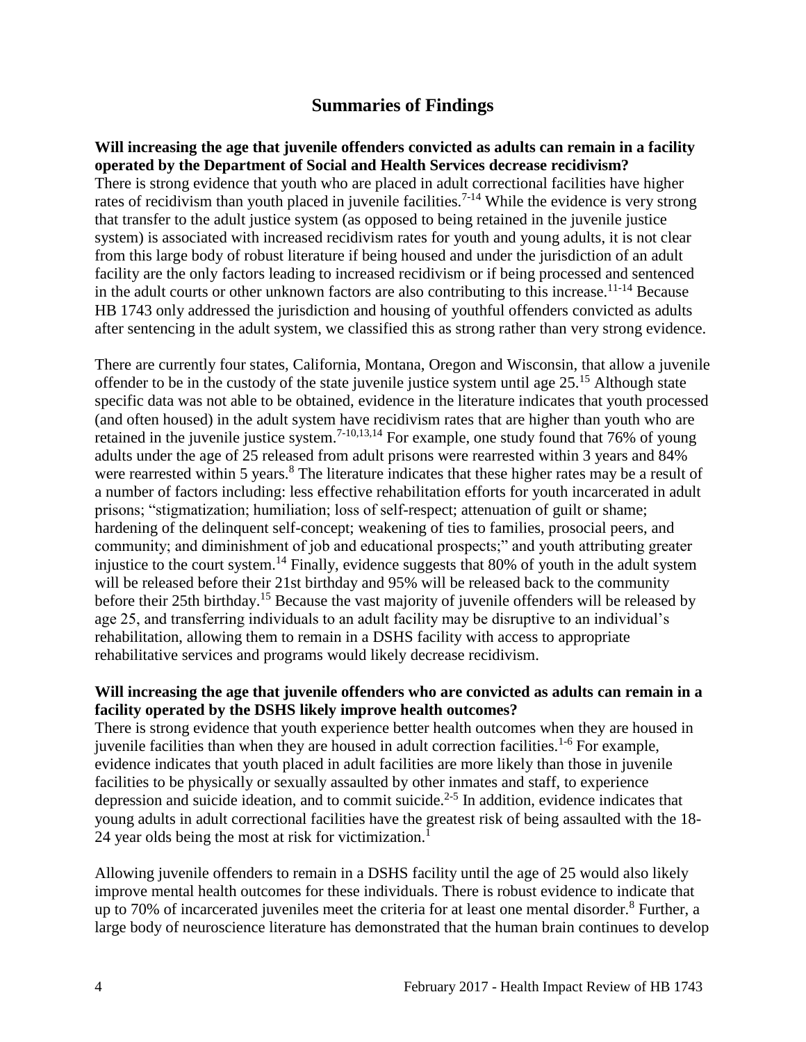## Summaries of Findings

**Will increasing the age that juvenile offenders convicted as adults can remain in a facility operated by the Department of Social and Health Services decrease recidivism?**

There is strong evidence that youth who are placed in adult correctional facilities have higher rates of recidivism than youth placed in juvenile facilities.[7-14] While the evidence is very strong that transfer to the adult justice system (as opposed to being retained in the juvenile justice system) is associated with increased recidivism rates for youth and young adults, it is not clear from this large body of robust literature if being housed and under the jurisdiction of an adult facility are the only factors leading to increased recidivism or if being processed and sentenced in the adult courts or other unknown factors are also contributing to this increase.[11-14] Because HB 1743 only addressed the jurisdiction and housing of youthful offenders convicted as adults after sentencing in the adult system, we classified this as strong rather than very strong evidence.

There are currently four states, California, Montana, Oregon and Wisconsin, that allow a juvenile offender to be in the custody of the state juvenile justice system until age 25.[15] Although state specific data was not able to be obtained, evidence in the literature indicates that youth processed (and often housed) in the adult system have recidivism rates that are higher than youth who are retained in the juvenile justice system.[7-10,13,14] For example, one study found that 76% of young adults under the age of 25 released from adult prisons were rearrested within 3 years and 84% were rearrested within 5 years.[8] The literature indicates that these higher rates may be a result of a number of factors including: less effective rehabilitation efforts for youth incarcerated in adult prisons; "stigmatization; humiliation; loss of self-respect; attenuation of guilt or shame; hardening of the delinquent self-concept; weakening of ties to families, prosocial peers, and community; and diminishment of job and educational prospects;" and youth attributing greater injustice to the court system.[14] Finally, evidence suggests that 80% of youth in the adult system will be released before their 21st birthday and 95% will be released back to the community before their 25th birthday.[15] Because the vast majority of juvenile offenders will be released by age 25, and transferring individuals to an adult facility may be disruptive to an individual's rehabilitation, allowing them to remain in a DSHS facility with access to appropriate rehabilitative services and programs would likely decrease recidivism.

**Will increasing the age that juvenile offenders who are convicted as adults can remain in a facility operated by the DSHS likely improve health outcomes?**

There is strong evidence that youth experience better health outcomes when they are housed in juvenile facilities than when they are housed in adult correction facilities.[1-6] For example, evidence indicates that youth placed in adult facilities are more likely than those in juvenile facilities to be physically or sexually assaulted by other inmates and staff, to experience depression and suicide ideation, and to commit suicide.[2-5] In addition, evidence indicates that young adults in adult correctional facilities have the greatest risk of being assaulted with the 18-24 year olds being the most at risk for victimization.[1]

Allowing juvenile offenders to remain in a DSHS facility until the age of 25 would also likely improve mental health outcomes for these individuals. There is robust evidence to indicate that up to 70% of incarcerated juveniles meet the criteria for at least one mental disorder.[8] Further, a large body of neuroscience literature has demonstrated that the human brain continues to develop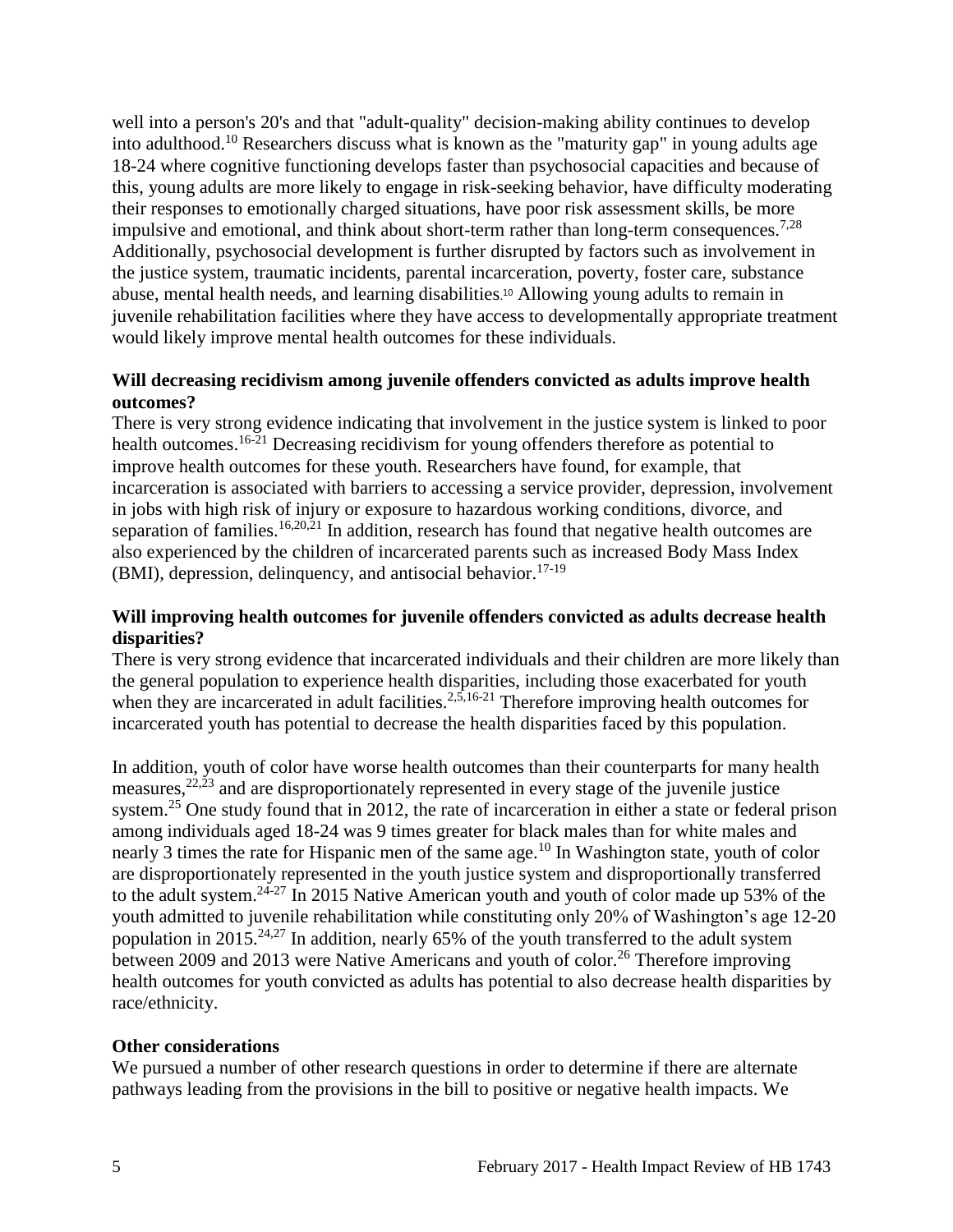well into a person's 20's and that "adult-quality" decision-making ability continues to develop into adulthood.[10] Researchers discuss what is known as the "maturity gap" in young adults age 18-24 where cognitive functioning develops faster than psychosocial capacities and because of this, young adults are more likely to engage in risk-seeking behavior, have difficulty moderating their responses to emotionally charged situations, have poor risk assessment skills, be more impulsive and emotional, and think about short-term rather than long-term consequences.[7,28] Additionally, psychosocial development is further disrupted by factors such as involvement in the justice system, traumatic incidents, parental incarceration, poverty, foster care, substance abuse, mental health needs, and learning disabilities.[10] Allowing young adults to remain in juvenile rehabilitation facilities where they have access to developmentally appropriate treatment would likely improve mental health outcomes for these individuals.

**Will decreasing recidivism among juvenile offenders convicted as adults improve health outcomes?**

There is very strong evidence indicating that involvement in the justice system is linked to poor health outcomes.[16-21] Decreasing recidivism for young offenders therefore as potential to improve health outcomes for these youth. Researchers have found, for example, that incarceration is associated with barriers to accessing a service provider, depression, involvement in jobs with high risk of injury or exposure to hazardous working conditions, divorce, and separation of families.[16,20,21] In addition, research has found that negative health outcomes are also experienced by the children of incarcerated parents such as increased Body Mass Index (BMI), depression, delinquency, and antisocial behavior.[17-19]

**Will improving health outcomes for juvenile offenders convicted as adults decrease health disparities?**

There is very strong evidence that incarcerated individuals and their children are more likely than the general population to experience health disparities, including those exacerbated for youth when they are incarcerated in adult facilities.[2,5,16-21] Therefore improving health outcomes for incarcerated youth has potential to decrease the health disparities faced by this population.

In addition, youth of color have worse health outcomes than their counterparts for many health measures,[22,23] and are disproportionately represented in every stage of the juvenile justice system.[25] One study found that in 2012, the rate of incarceration in either a state or federal prison among individuals aged 18-24 was 9 times greater for black males than for white males and nearly 3 times the rate for Hispanic men of the same age.[10] In Washington state, youth of color are disproportionately represented in the youth justice system and disproportionally transferred to the adult system.[24-27] In 2015 Native American youth and youth of color made up 53% of the youth admitted to juvenile rehabilitation while constituting only 20% of Washington's age 12-20 population in 2015.[24,27] In addition, nearly 65% of the youth transferred to the adult system between 2009 and 2013 were Native Americans and youth of color.[26] Therefore improving health outcomes for youth convicted as adults has potential to also decrease health disparities by race/ethnicity.

**Other considerations**

We pursued a number of other research questions in order to determine if there are alternate pathways leading from the provisions in the bill to positive or negative health impacts. We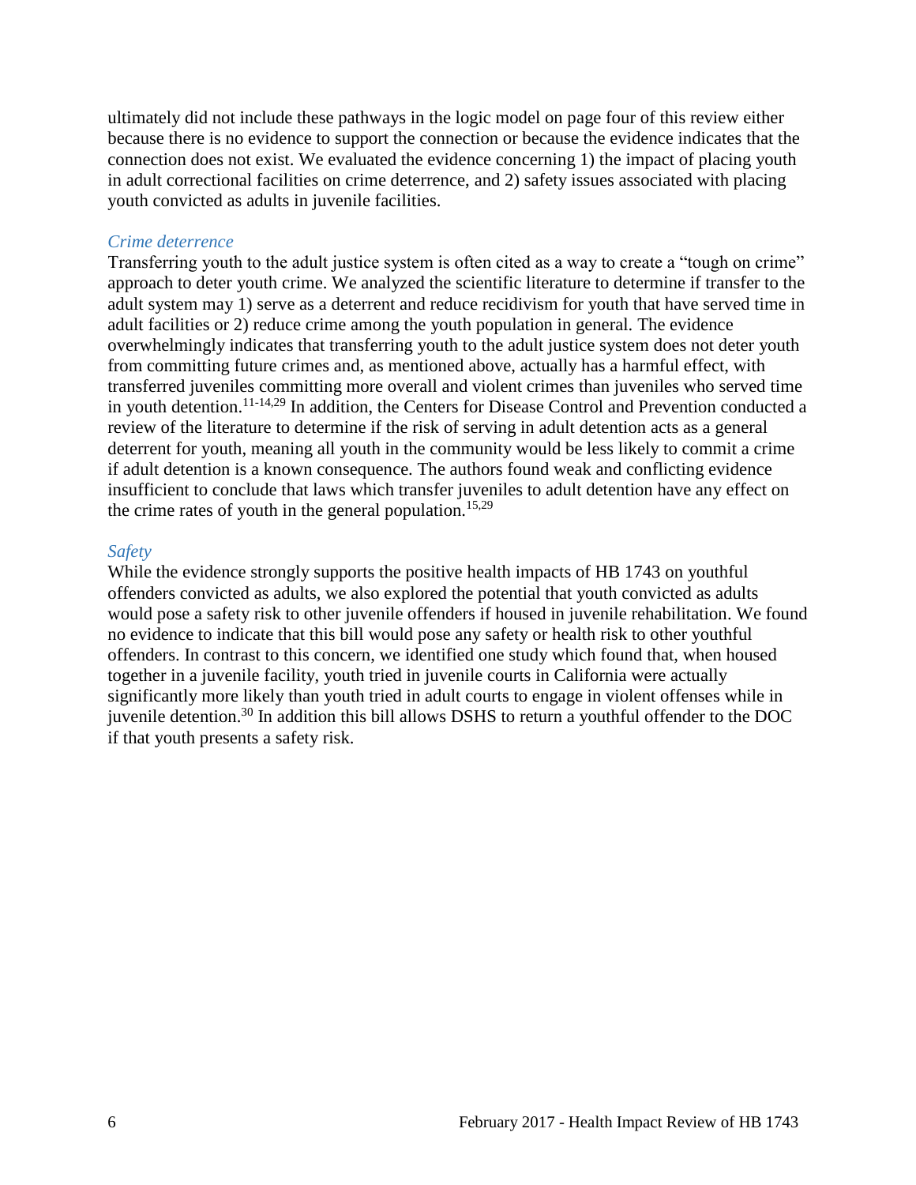ultimately did not include these pathways in the logic model on page four of this review either because there is no evidence to support the connection or because the evidence indicates that the connection does not exist. We evaluated the evidence concerning 1) the impact of placing youth in adult correctional facilities on crime deterrence, and 2) safety issues associated with placing youth convicted as adults in juvenile facilities.

### *Crime deterrence*

Transferring youth to the adult justice system is often cited as a way to create a "tough on crime" approach to deter youth crime. We analyzed the scientific literature to determine if transfer to the adult system may 1) serve as a deterrent and reduce recidivism for youth that have served time in adult facilities or 2) reduce crime among the youth population in general. The evidence overwhelmingly indicates that transferring youth to the adult justice system does not deter youth from committing future crimes and, as mentioned above, actually has a harmful effect, with transferred juveniles committing more overall and violent crimes than juveniles who served time in youth detention.[11-14,29] In addition, the Centers for Disease Control and Prevention conducted a review of the literature to determine if the risk of serving in adult detention acts as a general deterrent for youth, meaning all youth in the community would be less likely to commit a crime if adult detention is a known consequence. The authors found weak and conflicting evidence insufficient to conclude that laws which transfer juveniles to adult detention have any effect on the crime rates of youth in the general population.[15,29]

### *Safety*

While the evidence strongly supports the positive health impacts of HB 1743 on youthful offenders convicted as adults, we also explored the potential that youth convicted as adults would pose a safety risk to other juvenile offenders if housed in juvenile rehabilitation. We found no evidence to indicate that this bill would pose any safety or health risk to other youthful offenders. In contrast to this concern, we identified one study which found that, when housed together in a juvenile facility, youth tried in juvenile courts in California were actually significantly more likely than youth tried in adult courts to engage in violent offenses while in juvenile detention.[30] In addition this bill allows DSHS to return a youthful offender to the DOC if that youth presents a safety risk.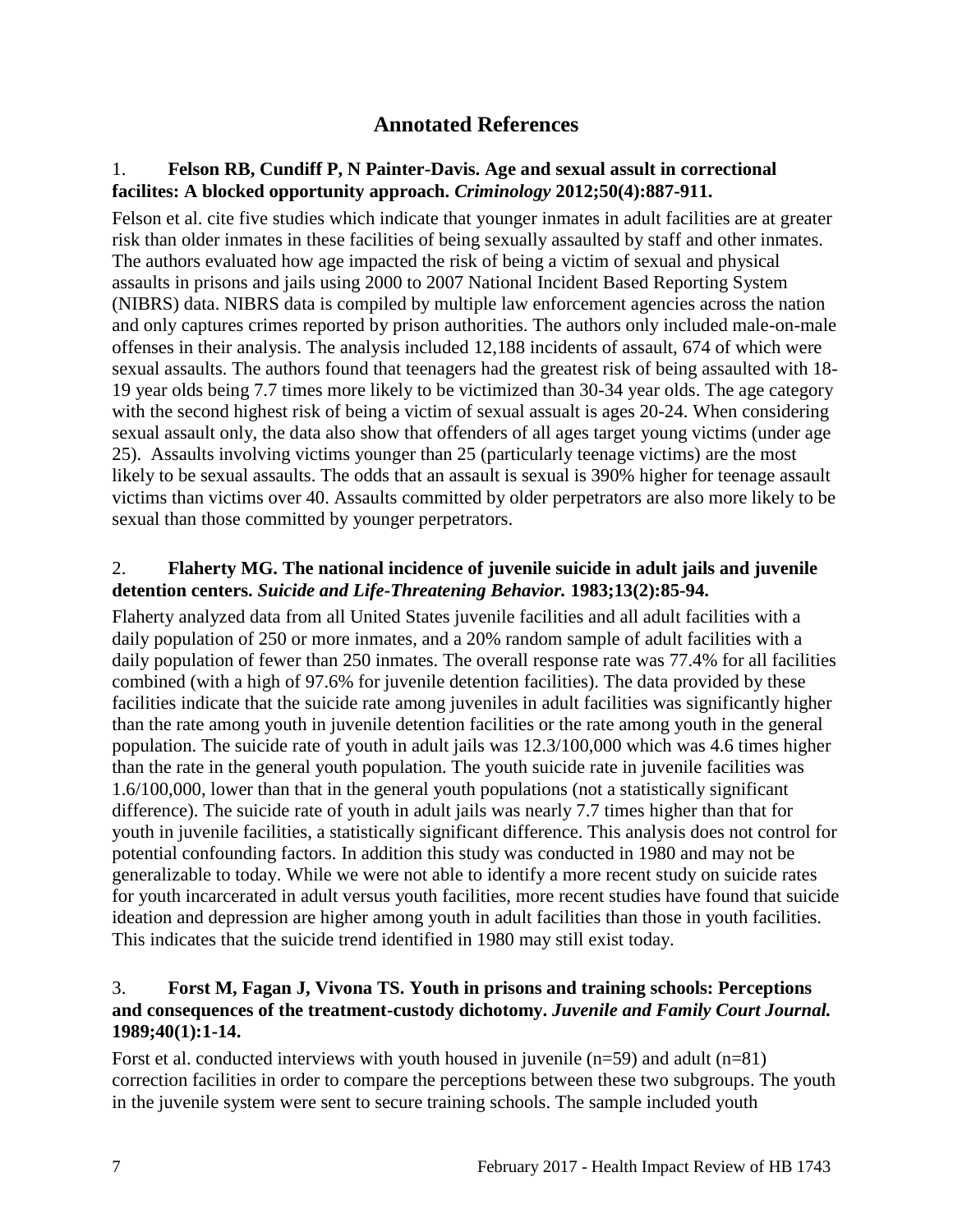## Annotated References

1. **Felson RB, Cundiff P, N Painter-Davis. Age and sexual assult in correctional facilites: A blocked opportunity approach.** ***Criminology*** **2012;50(4):887-911.**

Felson et al. cite five studies which indicate that younger inmates in adult facilities are at greater risk than older inmates in these facilities of being sexually assaulted by staff and other inmates. The authors evaluated how age impacted the risk of being a victim of sexual and physical assaults in prisons and jails using 2000 to 2007 National Incident Based Reporting System (NIBRS) data. NIBRS data is compiled by multiple law enforcement agencies across the nation and only captures crimes reported by prison authorities. The authors only included male-on-male offenses in their analysis. The analysis included 12,188 incidents of assault, 674 of which were sexual assaults. The authors found that teenagers had the greatest risk of being assaulted with 18-19 year olds being 7.7 times more likely to be victimized than 30-34 year olds. The age category with the second highest risk of being a victim of sexual assualt is ages 20-24. When considering sexual assault only, the data also show that offenders of all ages target young victims (under age 25). Assaults involving victims younger than 25 (particularly teenage victims) are the most likely to be sexual assaults. The odds that an assault is sexual is 390% higher for teenage assault victims than victims over 40. Assaults committed by older perpetrators are also more likely to be sexual than those committed by younger perpetrators.

2. **Flaherty MG. The national incidence of juvenile suicide in adult jails and juvenile detention centers.** ***Suicide and Life-Threatening Behavior.*** **1983;13(2):85-94.**

Flaherty analyzed data from all United States juvenile facilities and all adult facilities with a daily population of 250 or more inmates, and a 20% random sample of adult facilities with a daily population of fewer than 250 inmates. The overall response rate was 77.4% for all facilities combined (with a high of 97.6% for juvenile detention facilities). The data provided by these facilities indicate that the suicide rate among juveniles in adult facilities was significantly higher than the rate among youth in juvenile detention facilities or the rate among youth in the general population. The suicide rate of youth in adult jails was 12.3/100,000 which was 4.6 times higher than the rate in the general youth population. The youth suicide rate in juvenile facilities was 1.6/100,000, lower than that in the general youth populations (not a statistically significant difference). The suicide rate of youth in adult jails was nearly 7.7 times higher than that for youth in juvenile facilities, a statistically significant difference. This analysis does not control for potential confounding factors. In addition this study was conducted in 1980 and may not be generalizable to today. While we were not able to identify a more recent study on suicide rates for youth incarcerated in adult versus youth facilities, more recent studies have found that suicide ideation and depression are higher among youth in adult facilities than those in youth facilities. This indicates that the suicide trend identified in 1980 may still exist today.

3. **Forst M, Fagan J, Vivona TS. Youth in prisons and training schools: Perceptions and consequences of the treatment-custody dichotomy.** ***Juvenile and Family Court Journal.*** **1989;40(1):1-14.**

Forst et al. conducted interviews with youth housed in juvenile (n=59) and adult (n=81) correction facilities in order to compare the perceptions between these two subgroups. The youth in the juvenile system were sent to secure training schools. The sample included youth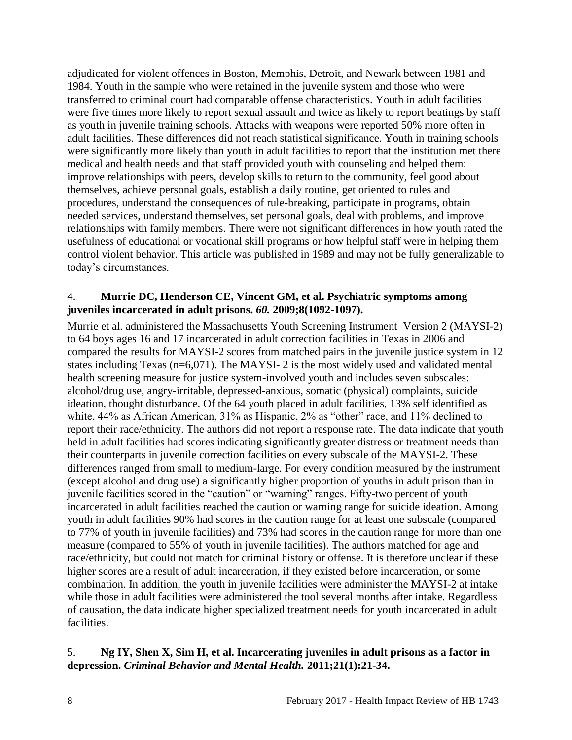adjudicated for violent offences in Boston, Memphis, Detroit, and Newark between 1981 and 1984. Youth in the sample who were retained in the juvenile system and those who were transferred to criminal court had comparable offense characteristics. Youth in adult facilities were five times more likely to report sexual assault and twice as likely to report beatings by staff as youth in juvenile training schools. Attacks with weapons were reported 50% more often in adult facilities. These differences did not reach statistical significance. Youth in training schools were significantly more likely than youth in adult facilities to report that the institution met there medical and health needs and that staff provided youth with counseling and helped them: improve relationships with peers, develop skills to return to the community, feel good about themselves, achieve personal goals, establish a daily routine, get oriented to rules and procedures, understand the consequences of rule-breaking, participate in programs, obtain needed services, understand themselves, set personal goals, deal with problems, and improve relationships with family members. There were not significant differences in how youth rated the usefulness of educational or vocational skill programs or how helpful staff were in helping them control violent behavior. This article was published in 1989 and may not be fully generalizable to today's circumstances.

4. **Murrie DC, Henderson CE, Vincent GM, et al. Psychiatric symptoms among juveniles incarcerated in adult prisons.** ***60.*** **2009;8(1092-1097).**

Murrie et al. administered the Massachusetts Youth Screening Instrument–Version 2 (MAYSI-2) to 64 boys ages 16 and 17 incarcerated in adult correction facilities in Texas in 2006 and compared the results for MAYSI-2 scores from matched pairs in the juvenile justice system in 12 states including Texas (n=6,071). The MAYSI- 2 is the most widely used and validated mental health screening measure for justice system-involved youth and includes seven subscales: alcohol/drug use, angry-irritable, depressed-anxious, somatic (physical) complaints, suicide ideation, thought disturbance. Of the 64 youth placed in adult facilities, 13% self identified as white, 44% as African American, 31% as Hispanic, 2% as "other" race, and 11% declined to report their race/ethnicity. The authors did not report a response rate. The data indicate that youth held in adult facilities had scores indicating significantly greater distress or treatment needs than their counterparts in juvenile correction facilities on every subscale of the MAYSI-2. These differences ranged from small to medium-large. For every condition measured by the instrument (except alcohol and drug use) a significantly higher proportion of youths in adult prison than in juvenile facilities scored in the "caution" or "warning" ranges. Fifty-two percent of youth incarcerated in adult facilities reached the caution or warning range for suicide ideation. Among youth in adult facilities 90% had scores in the caution range for at least one subscale (compared to 77% of youth in juvenile facilities) and 73% had scores in the caution range for more than one measure (compared to 55% of youth in juvenile facilities). The authors matched for age and race/ethnicity, but could not match for criminal history or offense. It is therefore unclear if these higher scores are a result of adult incarceration, if they existed before incarceration, or some combination. In addition, the youth in juvenile facilities were administer the MAYSI-2 at intake while those in adult facilities were administered the tool several months after intake. Regardless of causation, the data indicate higher specialized treatment needs for youth incarcerated in adult facilities.

5. **Ng IY, Shen X, Sim H, et al. Incarcerating juveniles in adult prisons as a factor in depression.** ***Criminal Behavior and Mental Health.*** **2011;21(1):21-34.**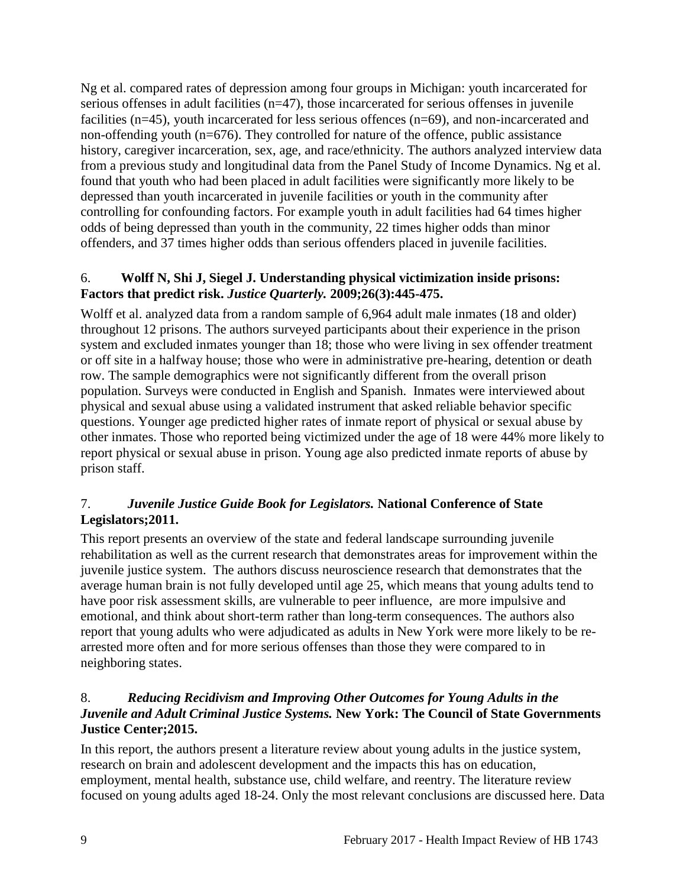Ng et al. compared rates of depression among four groups in Michigan: youth incarcerated for serious offenses in adult facilities (n=47), those incarcerated for serious offenses in juvenile facilities (n=45), youth incarcerated for less serious offences (n=69), and non-incarcerated and non-offending youth (n=676). They controlled for nature of the offence, public assistance history, caregiver incarceration, sex, age, and race/ethnicity. The authors analyzed interview data from a previous study and longitudinal data from the Panel Study of Income Dynamics. Ng et al. found that youth who had been placed in adult facilities were significantly more likely to be depressed than youth incarcerated in juvenile facilities or youth in the community after controlling for confounding factors. For example youth in adult facilities had 64 times higher odds of being depressed than youth in the community, 22 times higher odds than minor offenders, and 37 times higher odds than serious offenders placed in juvenile facilities.

6. **Wolff N, Shi J, Siegel J. Understanding physical victimization inside prisons: Factors that predict risk.** ***Justice Quarterly.*** **2009;26(3):445-475.**

Wolff et al. analyzed data from a random sample of 6,964 adult male inmates (18 and older) throughout 12 prisons. The authors surveyed participants about their experience in the prison system and excluded inmates younger than 18; those who were living in sex offender treatment or off site in a halfway house; those who were in administrative pre-hearing, detention or death row. The sample demographics were not significantly different from the overall prison population. Surveys were conducted in English and Spanish. Inmates were interviewed about physical and sexual abuse using a validated instrument that asked reliable behavior specific questions. Younger age predicted higher rates of inmate report of physical or sexual abuse by other inmates. Those who reported being victimized under the age of 18 were 44% more likely to report physical or sexual abuse in prison. Young age also predicted inmate reports of abuse by prison staff.

7. ***Juvenile Justice Guide Book for Legislators.*** **National Conference of State Legislators;2011.**

This report presents an overview of the state and federal landscape surrounding juvenile rehabilitation as well as the current research that demonstrates areas for improvement within the juvenile justice system. The authors discuss neuroscience research that demonstrates that the average human brain is not fully developed until age 25, which means that young adults tend to have poor risk assessment skills, are vulnerable to peer influence, are more impulsive and emotional, and think about short-term rather than long-term consequences. The authors also report that young adults who were adjudicated as adults in New York were more likely to be re-arrested more often and for more serious offenses than those they were compared to in neighboring states.

8. ***Reducing Recidivism and Improving Other Outcomes for Young Adults in the Juvenile and Adult Criminal Justice Systems.*** **New York: The Council of State Governments Justice Center;2015.**

In this report, the authors present a literature review about young adults in the justice system, research on brain and adolescent development and the impacts this has on education, employment, mental health, substance use, child welfare, and reentry. The literature review focused on young adults aged 18-24. Only the most relevant conclusions are discussed here. Data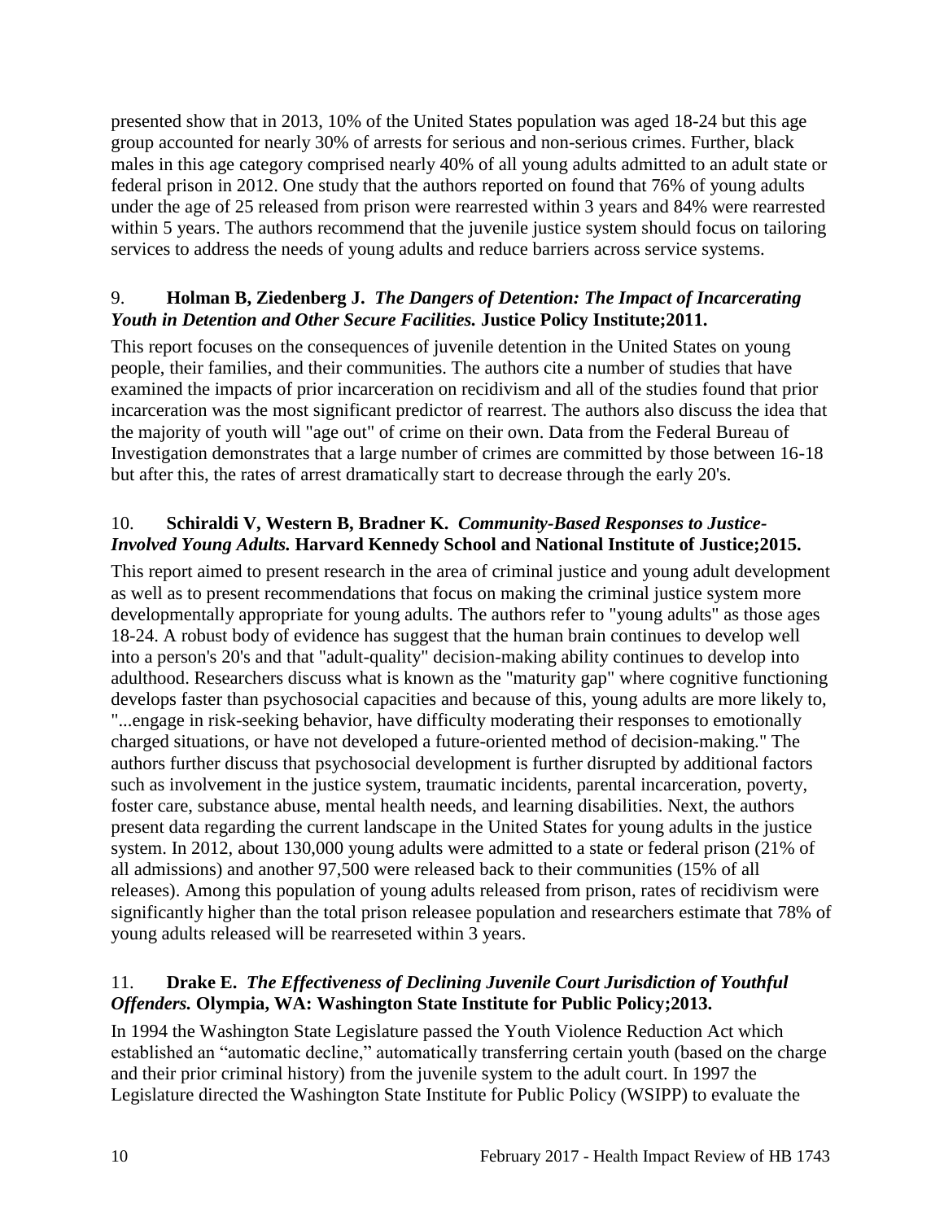presented show that in 2013, 10% of the United States population was aged 18-24 but this age group accounted for nearly 30% of arrests for serious and non-serious crimes. Further, black males in this age category comprised nearly 40% of all young adults admitted to an adult state or federal prison in 2012. One study that the authors reported on found that 76% of young adults under the age of 25 released from prison were rearrested within 3 years and 84% were rearrested within 5 years. The authors recommend that the juvenile justice system should focus on tailoring services to address the needs of young adults and reduce barriers across service systems.

9. **Holman B, Ziedenberg J.** ***The Dangers of Detention: The Impact of Incarcerating Youth in Detention and Other Secure Facilities.*** **Justice Policy Institute;2011.**

This report focuses on the consequences of juvenile detention in the United States on young people, their families, and their communities. The authors cite a number of studies that have examined the impacts of prior incarceration on recidivism and all of the studies found that prior incarceration was the most significant predictor of rearrest. The authors also discuss the idea that the majority of youth will "age out" of crime on their own. Data from the Federal Bureau of Investigation demonstrates that a large number of crimes are committed by those between 16-18 but after this, the rates of arrest dramatically start to decrease through the early 20's.

10. **Schiraldi V, Western B, Bradner K.** ***Community-Based Responses to Justice-Involved Young Adults.*** **Harvard Kennedy School and National Institute of Justice;2015.**

This report aimed to present research in the area of criminal justice and young adult development as well as to present recommendations that focus on making the criminal justice system more developmentally appropriate for young adults. The authors refer to "young adults" as those ages 18-24. A robust body of evidence has suggest that the human brain continues to develop well into a person's 20's and that "adult-quality" decision-making ability continues to develop into adulthood. Researchers discuss what is known as the "maturity gap" where cognitive functioning develops faster than psychosocial capacities and because of this, young adults are more likely to, "...engage in risk-seeking behavior, have difficulty moderating their responses to emotionally charged situations, or have not developed a future-oriented method of decision-making." The authors further discuss that psychosocial development is further disrupted by additional factors such as involvement in the justice system, traumatic incidents, parental incarceration, poverty, foster care, substance abuse, mental health needs, and learning disabilities. Next, the authors present data regarding the current landscape in the United States for young adults in the justice system. In 2012, about 130,000 young adults were admitted to a state or federal prison (21% of all admissions) and another 97,500 were released back to their communities (15% of all releases). Among this population of young adults released from prison, rates of recidivism were significantly higher than the total prison releasee population and researchers estimate that 78% of young adults released will be rearreseted within 3 years.

11. **Drake E.** ***The Effectiveness of Declining Juvenile Court Jurisdiction of Youthful Offenders.*** **Olympia, WA: Washington State Institute for Public Policy;2013.**

In 1994 the Washington State Legislature passed the Youth Violence Reduction Act which established an "automatic decline," automatically transferring certain youth (based on the charge and their prior criminal history) from the juvenile system to the adult court. In 1997 the Legislature directed the Washington State Institute for Public Policy (WSIPP) to evaluate the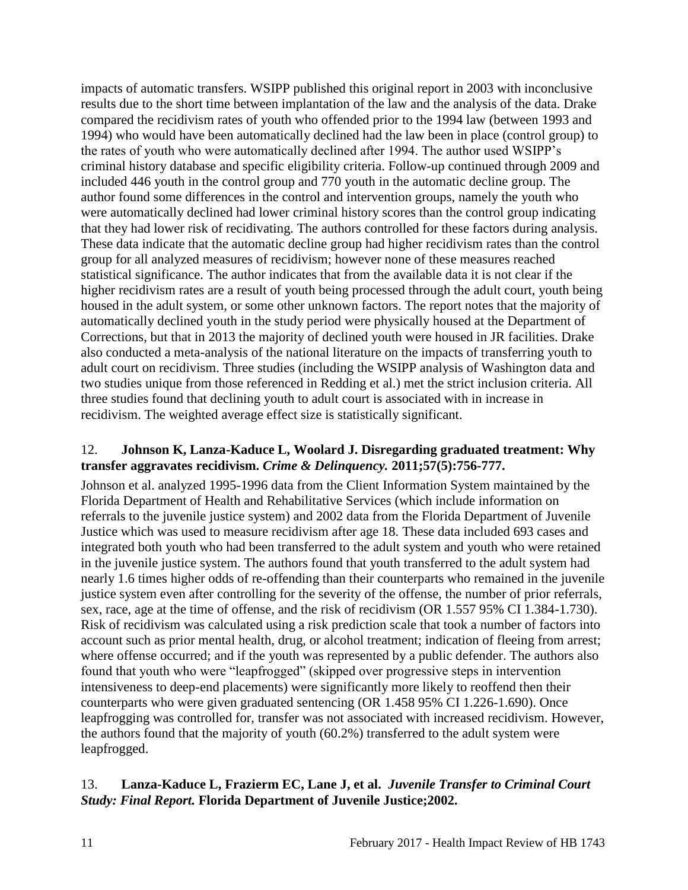impacts of automatic transfers. WSIPP published this original report in 2003 with inconclusive results due to the short time between implantation of the law and the analysis of the data. Drake compared the recidivism rates of youth who offended prior to the 1994 law (between 1993 and 1994) who would have been automatically declined had the law been in place (control group) to the rates of youth who were automatically declined after 1994. The author used WSIPP's criminal history database and specific eligibility criteria. Follow-up continued through 2009 and included 446 youth in the control group and 770 youth in the automatic decline group. The author found some differences in the control and intervention groups, namely the youth who were automatically declined had lower criminal history scores than the control group indicating that they had lower risk of recidivating. The authors controlled for these factors during analysis. These data indicate that the automatic decline group had higher recidivism rates than the control group for all analyzed measures of recidivism; however none of these measures reached statistical significance. The author indicates that from the available data it is not clear if the higher recidivism rates are a result of youth being processed through the adult court, youth being housed in the adult system, or some other unknown factors. The report notes that the majority of automatically declined youth in the study period were physically housed at the Department of Corrections, but that in 2013 the majority of declined youth were housed in JR facilities. Drake also conducted a meta-analysis of the national literature on the impacts of transferring youth to adult court on recidivism. Three studies (including the WSIPP analysis of Washington data and two studies unique from those referenced in Redding et al.) met the strict inclusion criteria. All three studies found that declining youth to adult court is associated with in increase in recidivism. The weighted average effect size is statistically significant.

12. **Johnson K, Lanza-Kaduce L, Woolard J. Disregarding graduated treatment: Why transfer aggravates recidivism. *Crime & Delinquency.* 2011;57(5):756-777.**

Johnson et al. analyzed 1995-1996 data from the Client Information System maintained by the Florida Department of Health and Rehabilitative Services (which include information on referrals to the juvenile justice system) and 2002 data from the Florida Department of Juvenile Justice which was used to measure recidivism after age 18. These data included 693 cases and integrated both youth who had been transferred to the adult system and youth who were retained in the juvenile justice system. The authors found that youth transferred to the adult system had nearly 1.6 times higher odds of re-offending than their counterparts who remained in the juvenile justice system even after controlling for the severity of the offense, the number of prior referrals, sex, race, age at the time of offense, and the risk of recidivism (OR 1.557 95% CI 1.384-1.730). Risk of recidivism was calculated using a risk prediction scale that took a number of factors into account such as prior mental health, drug, or alcohol treatment; indication of fleeing from arrest; where offense occurred; and if the youth was represented by a public defender. The authors also found that youth who were "leapfrogged" (skipped over progressive steps in intervention intensiveness to deep-end placements) were significantly more likely to reoffend then their counterparts who were given graduated sentencing (OR 1.458 95% CI 1.226-1.690). Once leapfrogging was controlled for, transfer was not associated with increased recidivism. However, the authors found that the majority of youth (60.2%) transferred to the adult system were leapfrogged.

13. **Lanza-Kaduce L, Frazierm EC, Lane J, et al. *Juvenile Transfer to Criminal Court Study: Final Report.* Florida Department of Juvenile Justice;2002.**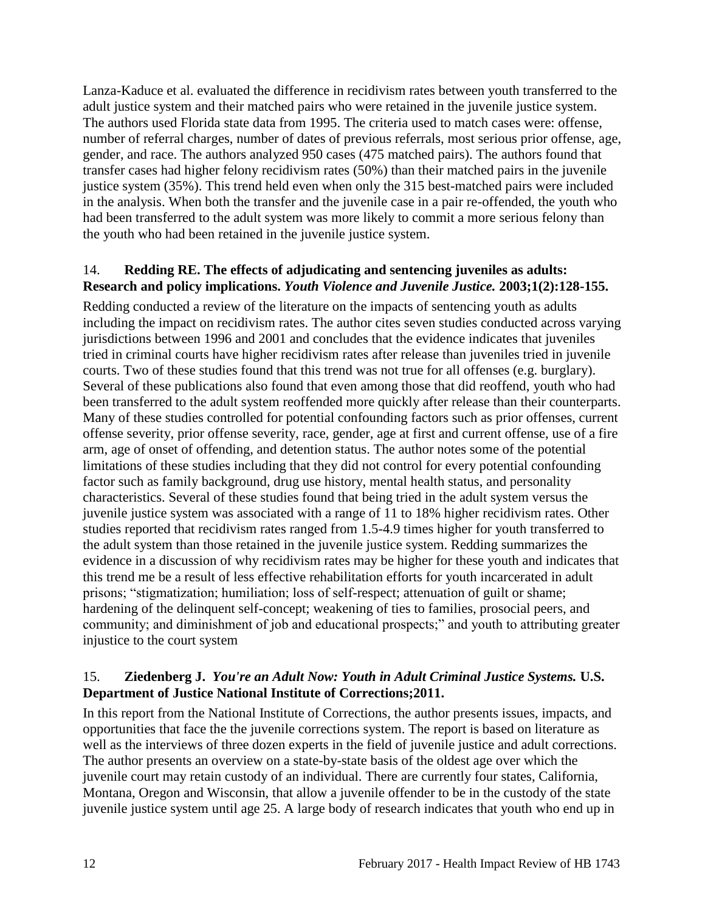Lanza-Kaduce et al. evaluated the difference in recidivism rates between youth transferred to the adult justice system and their matched pairs who were retained in the juvenile justice system. The authors used Florida state data from 1995. The criteria used to match cases were: offense, number of referral charges, number of dates of previous referrals, most serious prior offense, age, gender, and race. The authors analyzed 950 cases (475 matched pairs). The authors found that transfer cases had higher felony recidivism rates (50%) than their matched pairs in the juvenile justice system (35%). This trend held even when only the 315 best-matched pairs were included in the analysis. When both the transfer and the juvenile case in a pair re-offended, the youth who had been transferred to the adult system was more likely to commit a more serious felony than the youth who had been retained in the juvenile justice system.

14. **Redding RE. The effects of adjudicating and sentencing juveniles as adults: Research and policy implications. *Youth Violence and Juvenile Justice.* 2003;1(2):128-155.**

Redding conducted a review of the literature on the impacts of sentencing youth as adults including the impact on recidivism rates. The author cites seven studies conducted across varying jurisdictions between 1996 and 2001 and concludes that the evidence indicates that juveniles tried in criminal courts have higher recidivism rates after release than juveniles tried in juvenile courts. Two of these studies found that this trend was not true for all offenses (e.g. burglary). Several of these publications also found that even among those that did reoffend, youth who had been transferred to the adult system reoffended more quickly after release than their counterparts. Many of these studies controlled for potential confounding factors such as prior offenses, current offense severity, prior offense severity, race, gender, age at first and current offense, use of a fire arm, age of onset of offending, and detention status. The author notes some of the potential limitations of these studies including that they did not control for every potential confounding factor such as family background, drug use history, mental health status, and personality characteristics. Several of these studies found that being tried in the adult system versus the juvenile justice system was associated with a range of 11 to 18% higher recidivism rates. Other studies reported that recidivism rates ranged from 1.5-4.9 times higher for youth transferred to the adult system than those retained in the juvenile justice system. Redding summarizes the evidence in a discussion of why recidivism rates may be higher for these youth and indicates that this trend me be a result of less effective rehabilitation efforts for youth incarcerated in adult prisons; "stigmatization; humiliation; loss of self-respect; attenuation of guilt or shame; hardening of the delinquent self-concept; weakening of ties to families, prosocial peers, and community; and diminishment of job and educational prospects;" and youth to attributing greater injustice to the court system

15. **Ziedenberg J. *You're an Adult Now: Youth in Adult Criminal Justice Systems.* U.S. Department of Justice National Institute of Corrections;2011.**

In this report from the National Institute of Corrections, the author presents issues, impacts, and opportunities that face the the juvenile corrections system. The report is based on literature as well as the interviews of three dozen experts in the field of juvenile justice and adult corrections. The author presents an overview on a state-by-state basis of the oldest age over which the juvenile court may retain custody of an individual. There are currently four states, California, Montana, Oregon and Wisconsin, that allow a juvenile offender to be in the custody of the state juvenile justice system until age 25. A large body of research indicates that youth who end up in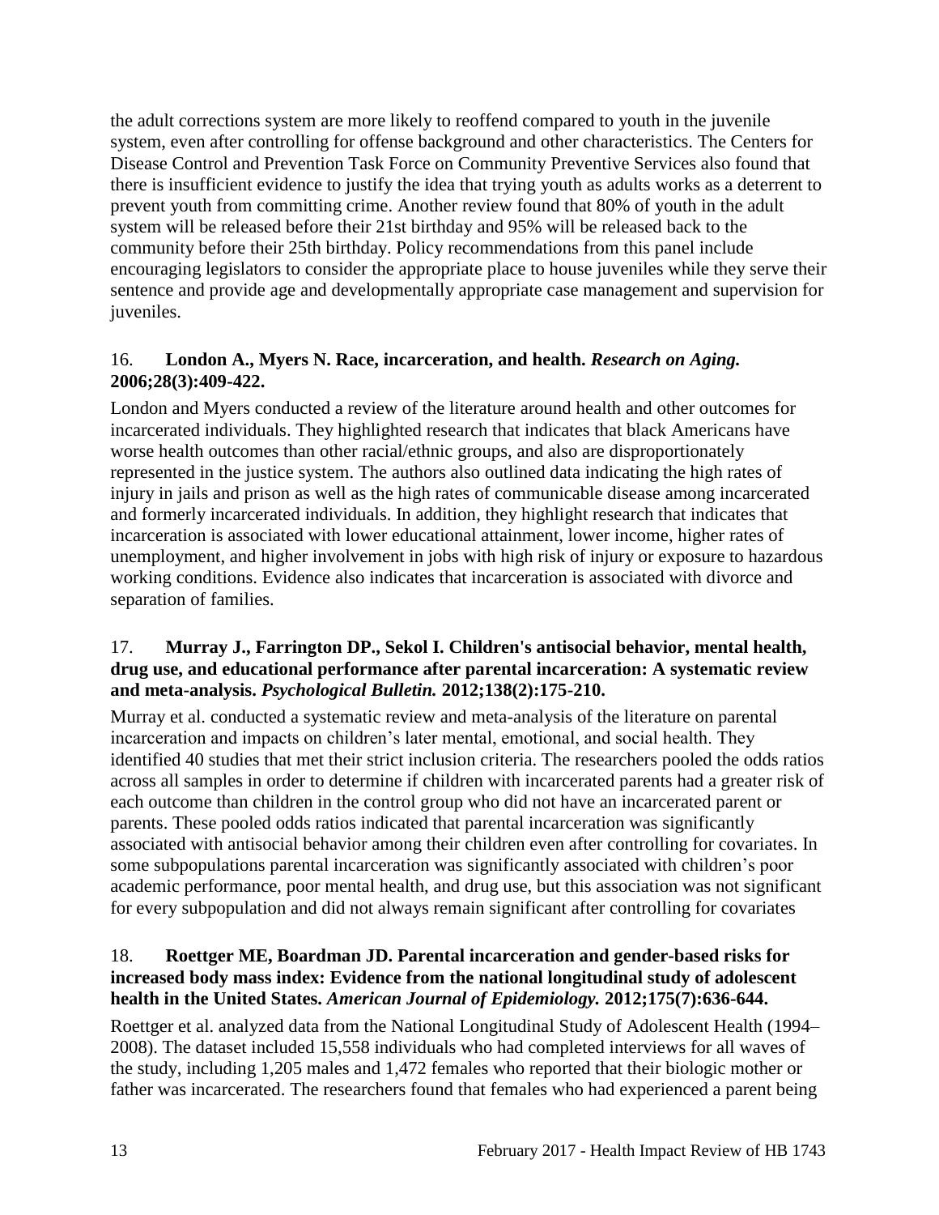the adult corrections system are more likely to reoffend compared to youth in the juvenile system, even after controlling for offense background and other characteristics. The Centers for Disease Control and Prevention Task Force on Community Preventive Services also found that there is insufficient evidence to justify the idea that trying youth as adults works as a deterrent to prevent youth from committing crime. Another review found that 80% of youth in the adult system will be released before their 21st birthday and 95% will be released back to the community before their 25th birthday. Policy recommendations from this panel include encouraging legislators to consider the appropriate place to house juveniles while they serve their sentence and provide age and developmentally appropriate case management and supervision for juveniles.

16. **London A., Myers N. Race, incarceration, and health. *Research on Aging.* 2006;28(3):409-422.**

London and Myers conducted a review of the literature around health and other outcomes for incarcerated individuals. They highlighted research that indicates that black Americans have worse health outcomes than other racial/ethnic groups, and also are disproportionately represented in the justice system. The authors also outlined data indicating the high rates of injury in jails and prison as well as the high rates of communicable disease among incarcerated and formerly incarcerated individuals. In addition, they highlight research that indicates that incarceration is associated with lower educational attainment, lower income, higher rates of unemployment, and higher involvement in jobs with high risk of injury or exposure to hazardous working conditions. Evidence also indicates that incarceration is associated with divorce and separation of families.

17. **Murray J., Farrington DP., Sekol I. Children's antisocial behavior, mental health, drug use, and educational performance after parental incarceration: A systematic review and meta-analysis. *Psychological Bulletin.* 2012;138(2):175-210.**

Murray et al. conducted a systematic review and meta-analysis of the literature on parental incarceration and impacts on children's later mental, emotional, and social health. They identified 40 studies that met their strict inclusion criteria. The researchers pooled the odds ratios across all samples in order to determine if children with incarcerated parents had a greater risk of each outcome than children in the control group who did not have an incarcerated parent or parents. These pooled odds ratios indicated that parental incarceration was significantly associated with antisocial behavior among their children even after controlling for covariates. In some subpopulations parental incarceration was significantly associated with children's poor academic performance, poor mental health, and drug use, but this association was not significant for every subpopulation and did not always remain significant after controlling for covariates

18. **Roettger ME, Boardman JD. Parental incarceration and gender-based risks for increased body mass index: Evidence from the national longitudinal study of adolescent health in the United States. *American Journal of Epidemiology.* 2012;175(7):636-644.**

Roettger et al. analyzed data from the National Longitudinal Study of Adolescent Health (1994–2008). The dataset included 15,558 individuals who had completed interviews for all waves of the study, including 1,205 males and 1,472 females who reported that their biologic mother or father was incarcerated. The researchers found that females who had experienced a parent being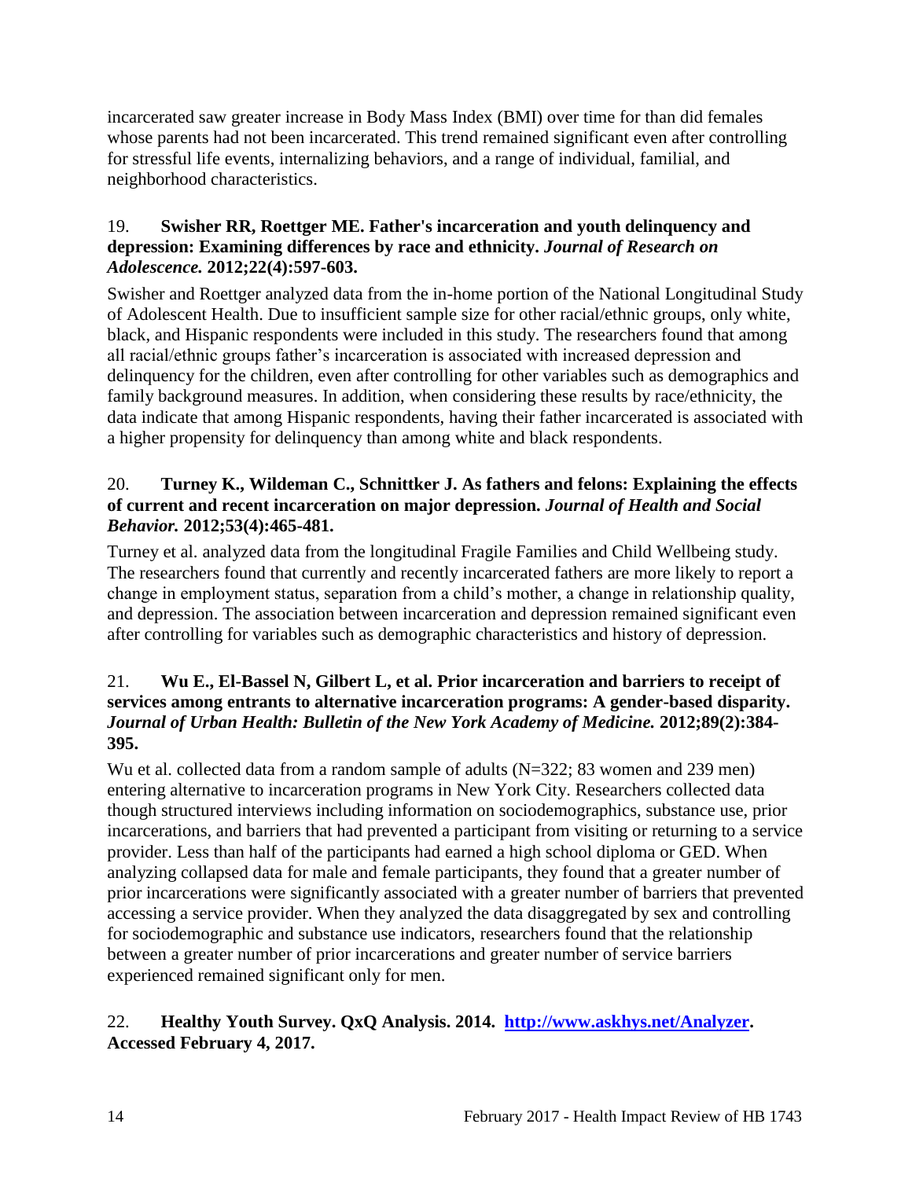incarcerated saw greater increase in Body Mass Index (BMI) over time for than did females whose parents had not been incarcerated. This trend remained significant even after controlling for stressful life events, internalizing behaviors, and a range of individual, familial, and neighborhood characteristics.

19. **Swisher RR, Roettger ME. Father's incarceration and youth delinquency and depression: Examining differences by race and ethnicity.** ***Journal of Research on Adolescence.*** **2012;22(4):597-603.**

Swisher and Roettger analyzed data from the in-home portion of the National Longitudinal Study of Adolescent Health. Due to insufficient sample size for other racial/ethnic groups, only white, black, and Hispanic respondents were included in this study. The researchers found that among all racial/ethnic groups father's incarceration is associated with increased depression and delinquency for the children, even after controlling for other variables such as demographics and family background measures. In addition, when considering these results by race/ethnicity, the data indicate that among Hispanic respondents, having their father incarcerated is associated with a higher propensity for delinquency than among white and black respondents.

20. **Turney K., Wildeman C., Schnittker J. As fathers and felons: Explaining the effects of current and recent incarceration on major depression.** ***Journal of Health and Social Behavior.*** **2012;53(4):465-481.**

Turney et al. analyzed data from the longitudinal Fragile Families and Child Wellbeing study. The researchers found that currently and recently incarcerated fathers are more likely to report a change in employment status, separation from a child's mother, a change in relationship quality, and depression. The association between incarceration and depression remained significant even after controlling for variables such as demographic characteristics and history of depression.

21. **Wu E., El-Bassel N, Gilbert L, et al. Prior incarceration and barriers to receipt of services among entrants to alternative incarceration programs: A gender-based disparity.** ***Journal of Urban Health: Bulletin of the New York Academy of Medicine.*** **2012;89(2):384-395.**

Wu et al. collected data from a random sample of adults (N=322; 83 women and 239 men) entering alternative to incarceration programs in New York City. Researchers collected data though structured interviews including information on sociodemographics, substance use, prior incarcerations, and barriers that had prevented a participant from visiting or returning to a service provider. Less than half of the participants had earned a high school diploma or GED. When analyzing collapsed data for male and female participants, they found that a greater number of prior incarcerations were significantly associated with a greater number of barriers that prevented accessing a service provider. When they analyzed the data disaggregated by sex and controlling for sociodemographic and substance use indicators, researchers found that the relationship between a greater number of prior incarcerations and greater number of service barriers experienced remained significant only for men.

22. **Healthy Youth Survey. QxQ Analysis. 2014. [http://www.askhys.net/Analyzer](http://www.askhys.net/Analyzer). Accessed February 4, 2017.**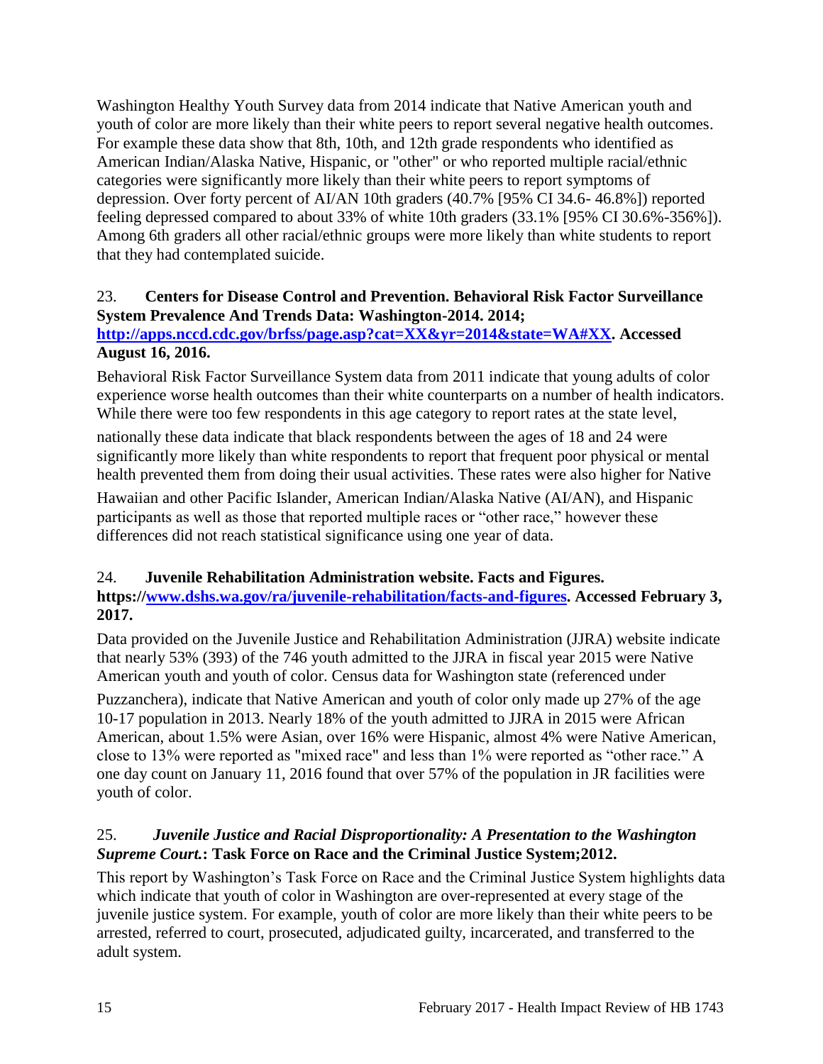Washington Healthy Youth Survey data from 2014 indicate that Native American youth and youth of color are more likely than their white peers to report several negative health outcomes. For example these data show that 8th, 10th, and 12th grade respondents who identified as American Indian/Alaska Native, Hispanic, or "other" or who reported multiple racial/ethnic categories were significantly more likely than their white peers to report symptoms of depression. Over forty percent of AI/AN 10th graders (40.7% [95% CI 34.6- 46.8%]) reported feeling depressed compared to about 33% of white 10th graders (33.1% [95% CI 30.6%-356%]). Among 6th graders all other racial/ethnic groups were more likely than white students to report that they had contemplated suicide.

23. **Centers for Disease Control and Prevention. Behavioral Risk Factor Surveillance System Prevalence And Trends Data: Washington-2014. 2014; [http://apps.nccd.cdc.gov/brfss/page.asp?cat=XX&yr=2014&state=WA#XX](http://apps.nccd.cdc.gov/brfss/page.asp?cat=XX&yr=2014&state=WA#XX). Accessed August 16, 2016.**

Behavioral Risk Factor Surveillance System data from 2011 indicate that young adults of color experience worse health outcomes than their white counterparts on a number of health indicators. While there were too few respondents in this age category to report rates at the state level, nationally these data indicate that black respondents between the ages of 18 and 24 were significantly more likely than white respondents to report that frequent poor physical or mental health prevented them from doing their usual activities. These rates were also higher for Native Hawaiian and other Pacific Islander, American Indian/Alaska Native (AI/AN), and Hispanic participants as well as those that reported multiple races or "other race," however these differences did not reach statistical significance using one year of data.

24. **Juvenile Rehabilitation Administration website. Facts and Figures. https://[www.dshs.wa.gov/ra/juvenile-rehabilitation/facts-and-figures](https://www.dshs.wa.gov/ra/juvenile-rehabilitation/facts-and-figures). Accessed February 3, 2017.**

Data provided on the Juvenile Justice and Rehabilitation Administration (JJRA) website indicate that nearly 53% (393) of the 746 youth admitted to the JJRA in fiscal year 2015 were Native American youth and youth of color. Census data for Washington state (referenced under Puzzanchera), indicate that Native American and youth of color only made up 27% of the age 10-17 population in 2013. Nearly 18% of the youth admitted to JJRA in 2015 were African American, about 1.5% were Asian, over 16% were Hispanic, almost 4% were Native American, close to 13% were reported as "mixed race" and less than 1% were reported as "other race." A one day count on January 11, 2016 found that over 57% of the population in JR facilities were youth of color.

25. ***Juvenile Justice and Racial Disproportionality: A Presentation to the Washington Supreme Court.*: Task Force on Race and the Criminal Justice System;2012.**

This report by Washington's Task Force on Race and the Criminal Justice System highlights data which indicate that youth of color in Washington are over-represented at every stage of the juvenile justice system. For example, youth of color are more likely than their white peers to be arrested, referred to court, prosecuted, adjudicated guilty, incarcerated, and transferred to the adult system.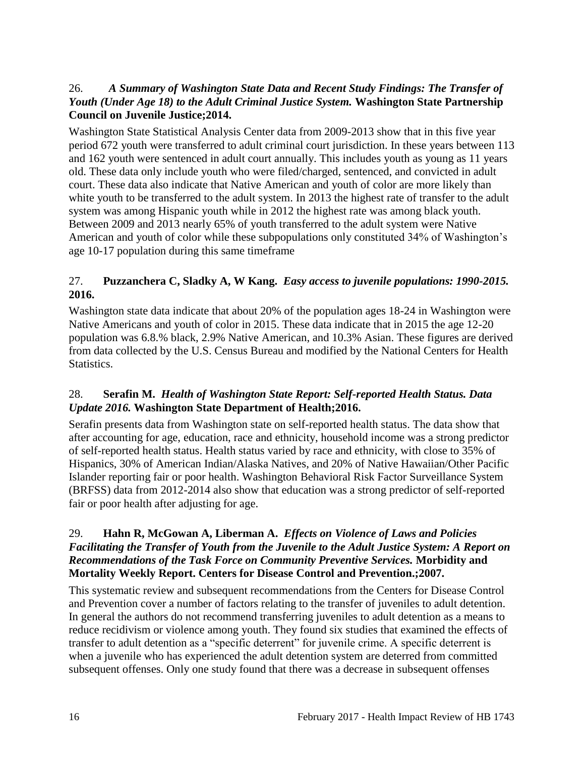26. ***A Summary of Washington State Data and Recent Study Findings: The Transfer of Youth (Under Age 18) to the Adult Criminal Justice System.* Washington State Partnership Council on Juvenile Justice;2014.**

Washington State Statistical Analysis Center data from 2009-2013 show that in this five year period 672 youth were transferred to adult criminal court jurisdiction. In these years between 113 and 162 youth were sentenced in adult court annually. This includes youth as young as 11 years old. These data only include youth who were filed/charged, sentenced, and convicted in adult court. These data also indicate that Native American and youth of color are more likely than white youth to be transferred to the adult system. In 2013 the highest rate of transfer to the adult system was among Hispanic youth while in 2012 the highest rate was among black youth. Between 2009 and 2013 nearly 65% of youth transferred to the adult system were Native American and youth of color while these subpopulations only constituted 34% of Washington's age 10-17 population during this same timeframe

27. **Puzzanchera C, Sladky A, W Kang. *Easy access to juvenile populations: 1990-2015.* 2016.**

Washington state data indicate that about 20% of the population ages 18-24 in Washington were Native Americans and youth of color in 2015. These data indicate that in 2015 the age 12-20 population was 6.8.% black, 2.9% Native American, and 10.3% Asian. These figures are derived from data collected by the U.S. Census Bureau and modified by the National Centers for Health Statistics.

28. **Serafin M. *Health of Washington State Report: Self-reported Health Status. Data Update 2016.* Washington State Department of Health;2016.**

Serafin presents data from Washington state on self-reported health status. The data show that after accounting for age, education, race and ethnicity, household income was a strong predictor of self-reported health status. Health status varied by race and ethnicity, with close to 35% of Hispanics, 30% of American Indian/Alaska Natives, and 20% of Native Hawaiian/Other Pacific Islander reporting fair or poor health. Washington Behavioral Risk Factor Surveillance System (BRFSS) data from 2012-2014 also show that education was a strong predictor of self-reported fair or poor health after adjusting for age.

29. **Hahn R, McGowan A, Liberman A. *Effects on Violence of Laws and Policies Facilitating the Transfer of Youth from the Juvenile to the Adult Justice System: A Report on Recommendations of the Task Force on Community Preventive Services.* Morbidity and Mortality Weekly Report. Centers for Disease Control and Prevention.;2007.**

This systematic review and subsequent recommendations from the Centers for Disease Control and Prevention cover a number of factors relating to the transfer of juveniles to adult detention. In general the authors do not recommend transferring juveniles to adult detention as a means to reduce recidivism or violence among youth. They found six studies that examined the effects of transfer to adult detention as a "specific deterrent" for juvenile crime. A specific deterrent is when a juvenile who has experienced the adult detention system are deterred from committed subsequent offenses. Only one study found that there was a decrease in subsequent offenses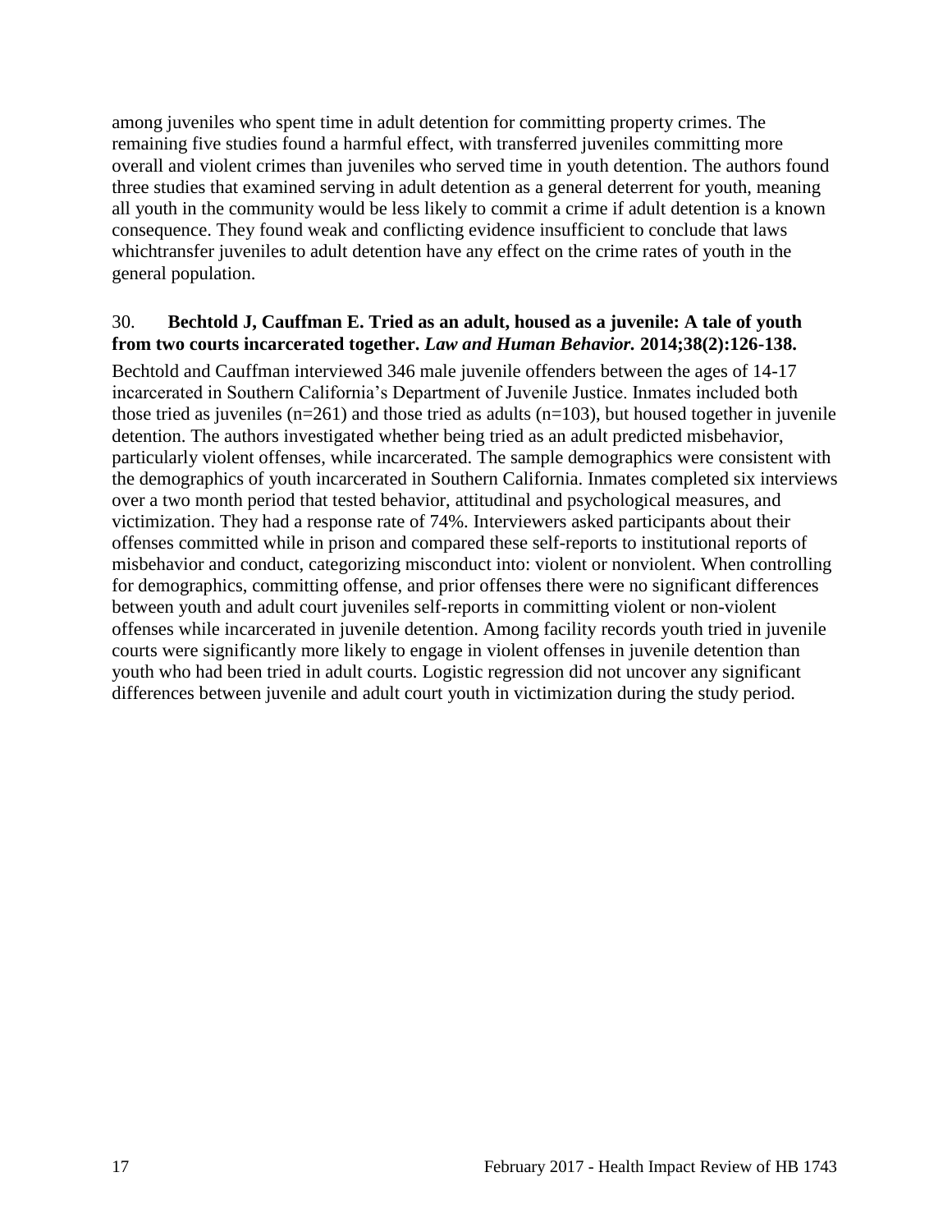among juveniles who spent time in adult detention for committing property crimes. The remaining five studies found a harmful effect, with transferred juveniles committing more overall and violent crimes than juveniles who served time in youth detention. The authors found three studies that examined serving in adult detention as a general deterrent for youth, meaning all youth in the community would be less likely to commit a crime if adult detention is a known consequence. They found weak and conflicting evidence insufficient to conclude that laws whichtransfer juveniles to adult detention have any effect on the crime rates of youth in the general population.

30. **Bechtold J, Cauffman E. Tried as an adult, housed as a juvenile: A tale of youth from two courts incarcerated together. *Law and Human Behavior.* 2014;38(2):126-138.**

Bechtold and Cauffman interviewed 346 male juvenile offenders between the ages of 14-17 incarcerated in Southern California's Department of Juvenile Justice. Inmates included both those tried as juveniles (n=261) and those tried as adults (n=103), but housed together in juvenile detention. The authors investigated whether being tried as an adult predicted misbehavior, particularly violent offenses, while incarcerated. The sample demographics were consistent with the demographics of youth incarcerated in Southern California. Inmates completed six interviews over a two month period that tested behavior, attitudinal and psychological measures, and victimization. They had a response rate of 74%. Interviewers asked participants about their offenses committed while in prison and compared these self-reports to institutional reports of misbehavior and conduct, categorizing misconduct into: violent or nonviolent. When controlling for demographics, committing offense, and prior offenses there were no significant differences between youth and adult court juveniles self-reports in committing violent or non-violent offenses while incarcerated in juvenile detention. Among facility records youth tried in juvenile courts were significantly more likely to engage in violent offenses in juvenile detention than youth who had been tried in adult courts. Logistic regression did not uncover any significant differences between juvenile and adult court youth in victimization during the study period.